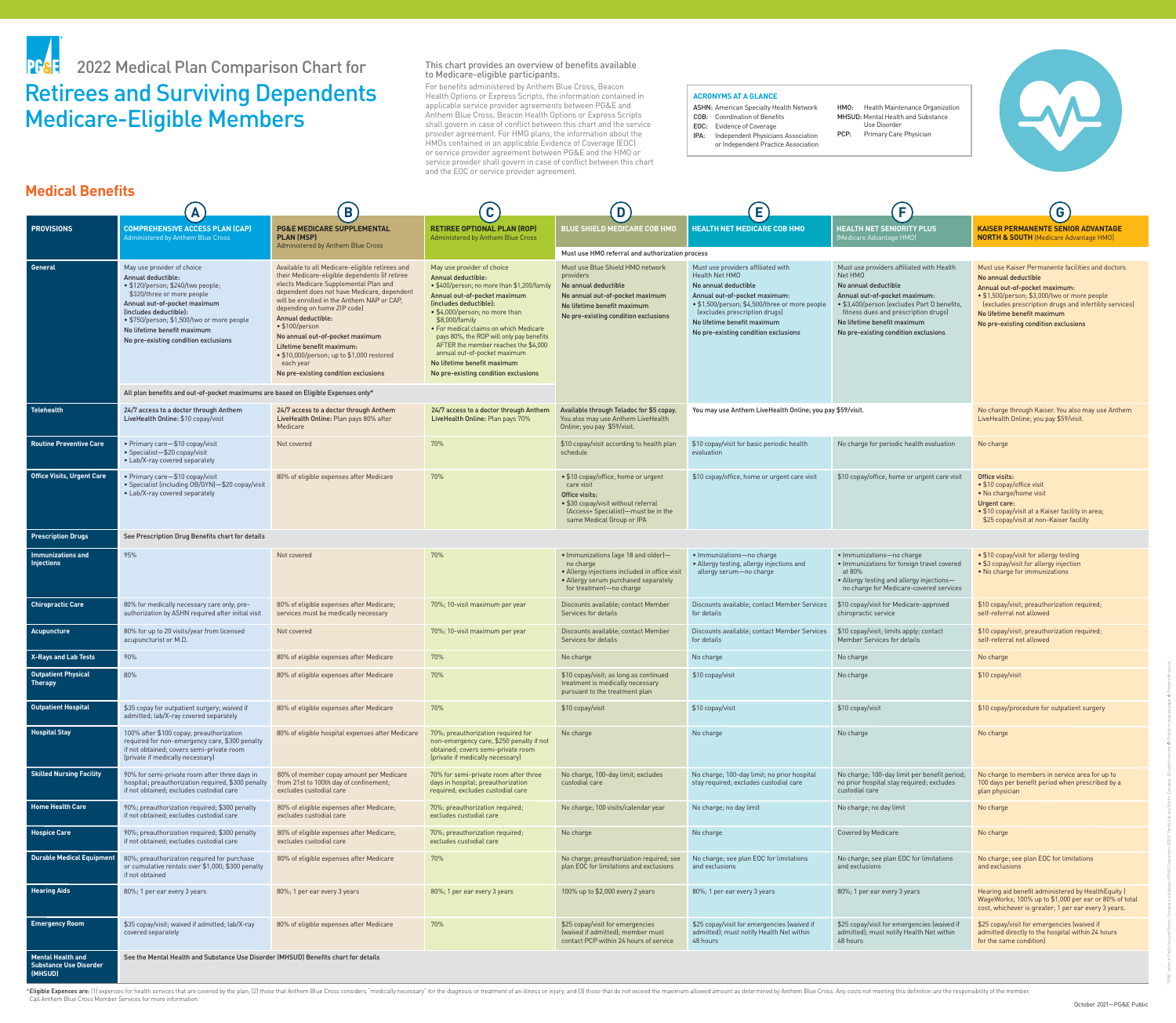# 2022 Medical Plan Comparison Chart for

# Retirees and Surviving Dependents Medicare-Eligible Members

This chart provides an overview of benefits available to Medicare-eligible participants.

For benefits administered by Anthem Blue Cross, Beacon Health Options or Express Scripts, the information contained in applicable service provider agreements between PG&E and Anthem Blue Cross, Beacon Health Options or Express Scripts shall govern in case of conflict between this chart and the service provider agreement. For HMO plans, the information about the HMOs contained in an applicable Evidence of Coverage (EOC) or service provider agreement between PG&E and the HMO or service provider shall govern in case of conflict between this chart and the EOC or service provider agreement.

**ACRONYMS AT A GLANCE**

- ASHN: American Specialty Health Network
- COB: Coordination of Benefits
- EOC: Evidence of Coverage
- IPA: Independent Physicians Association or Independent Practice Association
- HMO: Health Maintenance Organization
- MHSUD: Mental Health and Substance Use Disorder
- PCP: Primary Care Physician

## Medical Benefits

| PROVISIONS | (A) COMPREHENSIVE ACCESS PLAN (CAP) Administered by Anthem Blue Cross | (B) PG&E MEDICARE SUPPLEMENTAL PLAN (MSP) Administered by Anthem Blue Cross | (C) RETIREE OPTIONAL PLAN (ROP) Administered by Anthem Blue Cross | (D) BLUE SHIELD MEDICARE COB HMO | (E) HEALTH NET MEDICARE COB HMO | (F) HEALTH NET SENIORITY PLUS (Medicare Advantage HMO) | (G) KAISER PERMANENTE SENIOR ADVANTAGE NORTH & SOUTH (Medicare Advantage HMO) |
|---|---|---|---|---|---|---|---|
| | | | | Must use HMO referral and authorization process | | | |
| **General** | May use provider of choice<br>**Annual deductible:**<br>• $120/person; $240/two people; $320/three or more people<br>**Annual out-of-pocket maximum (includes deductible):**<br>• $750/person; $1,500/two or more people<br>**No lifetime benefit maximum**<br>**No pre-existing condition exclusions** | Available to all Medicare-eligible retirees and their Medicare-eligible dependents (if retiree elects Medicare Supplemental Plan and dependent does not have Medicare, dependent will be enrolled in the Anthem NAP or CAP, depending on home ZIP code)<br>**Annual deductible:**<br>• $100/person<br>**No annual out-of-pocket maximum**<br>**Lifetime benefit maximum:**<br>• $10,000/person; up to $1,000 restored each year<br>**No pre-existing condition exclusions** | May use provider of choice<br>**Annual deductible:**<br>• $400/person; no more than $1,200/family<br>**Annual out-of-pocket maximum (includes deductible):**<br>• $4,000/person; no more than $8,000/family<br>• For medical claims on which Medicare pays 80%, the ROP will only pay benefits AFTER the member reaches the $4,000 annual out-of-pocket maximum<br>**No lifetime benefit maximum**<br>**No pre-existing condition exclusions** | Must use Blue Shield HMO network providers<br>**No annual deductible**<br>**No annual out-of-pocket maximum**<br>**No lifetime benefit maximum**<br>**No pre-existing condition exclusions** | Must use providers affiliated with Health Net HMO<br>**No annual deductible**<br>**Annual out-of-pocket maximum:**<br>• $1,500/person; $4,500/three or more people (excludes prescription drugs)<br>**No lifetime benefit maximum**<br>**No pre-existing condition exclusions** | Must use providers affiliated with Health Net HMO<br>**No annual deductible**<br>**Annual out-of-pocket maximum:**<br>• $3,400/person (excludes Part D benefits, fitness dues and prescription drugs)<br>**No lifetime benefit maximum**<br>**No pre-existing condition exclusions** | Must use Kaiser Permanente facilities and doctors<br>**No annual deductible**<br>**Annual out-of-pocket maximum:**<br>• $1,500/person; $3,000/two or more people (excludes prescription drugs and infertility services)<br>**No lifetime benefit maximum**<br>**No pre-existing condition exclusions** |
| | All plan benefits and out-of-pocket maximums are based on Eligible Expenses only* | | | | | | |
| **Telehealth** | **24/7 access to a doctor through Anthem LiveHealth Online:** $10 copay/visit | **24/7 access to a doctor through Anthem LiveHealth Online:** Plan pays 80% after Medicare | **24/7 access to a doctor through Anthem LiveHealth Online:** Plan pays 70% | **Available through Teladoc for $5 copay.** You also may use Anthem LiveHealth Online; you pay $59/visit. | You may use Anthem LiveHealth Online; you pay $59/visit. | | No charge through Kaiser. You also may use Anthem LiveHealth Online; you pay $59/visit. |
| **Routine Preventive Care** | • Primary care—$10 copay/visit<br>• Specialist—$20 copay/visit<br>• Lab/X-ray covered separately | Not covered | 70% | $10 copay/visit according to health plan schedule | $10 copay/visit for basic periodic health evaluation | No charge for periodic health evaluation | No charge |
| **Office Visits, Urgent Care** | • Primary care—$10 copay/visit<br>• Specialist (including OB/GYN)—$20 copay/visit<br>• Lab/X-ray covered separately | 80% of eligible expenses after Medicare | 70% | • $10 copay/office, home or urgent care visit<br>**Office visits:**<br>• $30 copay/visit without referral (Access+ Specialist)—must be in the same Medical Group or IPA | $10 copay/office, home or urgent care visit | $10 copay/office, home or urgent care visit | **Office visits:**<br>• $10 copay/office visit<br>• No charge/home visit<br>**Urgent care:**<br>• $10 copay/visit at a Kaiser facility in area; $25 copay/visit at non-Kaiser facility |
| **Prescription Drugs** | See Prescription Drug Benefits chart for details | | | | | | |
| **Immunizations and Injections** | 95% | Not covered | 70% | • Immunizations (age 18 and older)—no charge<br>• Allergy injections included in office visit<br>• Allergy serum purchased separately for treatment—no charge | • Immunizations—no charge<br>• Allergy testing, allergy injections and allergy serum—no charge | • Immunizations—no charge<br>• Immunizations for foreign travel covered at 80%<br>• Allergy testing and allergy injections—no charge for Medicare-covered services | • $10 copay/visit for allergy testing<br>• $3 copay/visit for allergy injection<br>• No charge for immunizations |
| **Chiropractic Care** | 80% for medically necessary care only; pre-authorization by ASHN required after initial visit | 80% of eligible expenses after Medicare; services must be medically necessary | 70%; 10-visit maximum per year | Discounts available; contact Member Services for details | Discounts available; contact Member Services for details | $10 copay/visit for Medicare-approved chiropractic service | $10 copay/visit; preauthorization required; self-referral not allowed |
| **Acupuncture** | 80% for up to 20 visits/year from licensed acupuncturist or M.D. | Not covered | 70%; 10-visit maximum per year | Discounts available; contact Member Services for details | Discounts available; contact Member Services for details | $10 copay/visit; limits apply; contact Member Services for details | $10 copay/visit; preauthorization required; self-referral not allowed |
| **X-Rays and Lab Tests** | 90% | 80% of eligible expenses after Medicare | 70% | No charge | No charge | No charge | No charge |
| **Outpatient Physical Therapy** | 80% | 80% of eligible expenses after Medicare | 70% | $10 copay/visit; as long as continued treatment is medically necessary pursuant to the treatment plan | $10 copay/visit | No charge | $10 copay/visit |
| **Outpatient Hospital** | $35 copay for outpatient surgery; waived if admitted; lab/X-ray covered separately | 80% of eligible expenses after Medicare | 70% | $10 copay/visit | $10 copay/visit | $10 copay/visit | $10 copay/procedure for outpatient surgery |
| **Hospital Stay** | 100% after $100 copay; preauthorization required for non-emergency care, $300 penalty if not obtained; covers semi-private room (private if medically necessary) | 80% of eligible hospital expenses after Medicare | 70%; preauthorization required for non-emergency care, $250 penalty if not obtained; covers semi-private room (private if medically necessary) | No charge | No charge | No charge | No charge |
| **Skilled Nursing Facility** | 90% for semi-private room after three days in hospital; preauthorization required, $300 penalty if not obtained; excludes custodial care | 80% of member copay amount per Medicare from 21st to 100th day of confinement; excludes custodial care | 70% for semi-private room after three days in hospital; preauthorization required; excludes custodial care | No charge, 100-day limit; excludes custodial care | No charge; 100-day limit; no prior hospital stay required; excludes custodial care | No charge; 100-day limit per benefit period; no prior hospital stay required; excludes custodial care | No charge to members in service area for up to 100 days per benefit period when prescribed by a plan physician |
| **Home Health Care** | 90%; preauthorization required; $300 penalty if not obtained; excludes custodial care | 80% of eligible expenses after Medicare; excludes custodial care | 70%; preauthorization required; excludes custodial care | No charge; 100 visits/calendar year | No charge; no day limit | No charge; no day limit | No charge |
| **Hospice Care** | 90%; preauthorization required; $300 penalty if not obtained; excludes custodial care | 80% of eligible expenses after Medicare; excludes custodial care | 70%; preauthorization required; excludes custodial care | No charge | No charge | Covered by Medicare | No charge |
| **Durable Medical Equipment** | 80%; preauthorization required for purchase or cumulative rentals over $1,000; $300 penalty if not obtained | 80% of eligible expenses after Medicare | 70% | No charge; preauthorization required; see plan EOC for limitations and exclusions | No charge; see plan EOC for limitations and exclusions | No charge; see plan EOC for limitations and exclusions | No charge; see plan EOC for limitations and exclusions |
| **Hearing Aids** | 80%; 1 per ear every 3 years | 80%; 1 per ear every 3 years | 80%; 1 per ear every 3 years | 100% up to $2,000 every 2 years | 80%; 1 per ear every 3 years | 80%; 1 per ear every 3 years | Hearing aid benefit administered by HealthEquity \| WageWorks; 100% up to $1,000 per ear or 80% of total cost, whichever is greater; 1 per ear every 3 years. |
| **Emergency Room** | $35 copay/visit; waived if admitted; lab/X-ray covered separately | 80% of eligible expenses after Medicare | 70% | $25 copay/visit for emergencies (waived if admitted); member must contact PCP within 24 hours of service | $25 copay/visit for emergencies (waived if admitted); must notify Health Net within 48 hours | $25 copay/visit for emergencies (waived if admitted); must notify Health Net within 48 hours | $25 copay/visit for emergencies (waived if admitted directly to the hospital within 24 hours for the same condition) |
| **Mental Health and Substance Use Disorder (MHSUD)** | See the Mental Health and Substance Use Disorder (MHSUD) Benefits chart for details | | | | | | |

*Eligible Expenses are: (1) expenses for health services that are covered by the plan; (2) those that Anthem Blue Cross considers "medically necessary" for the diagnosis or treatment of an illness or injury, and (3) those that do not exceed the maximum allowed amount as determined by Anthem Blue Cross. Any costs not meeting this definition are the responsibility of the member. Call Anthem Blue Cross Member Services for more information.

October 2021—PG&E Public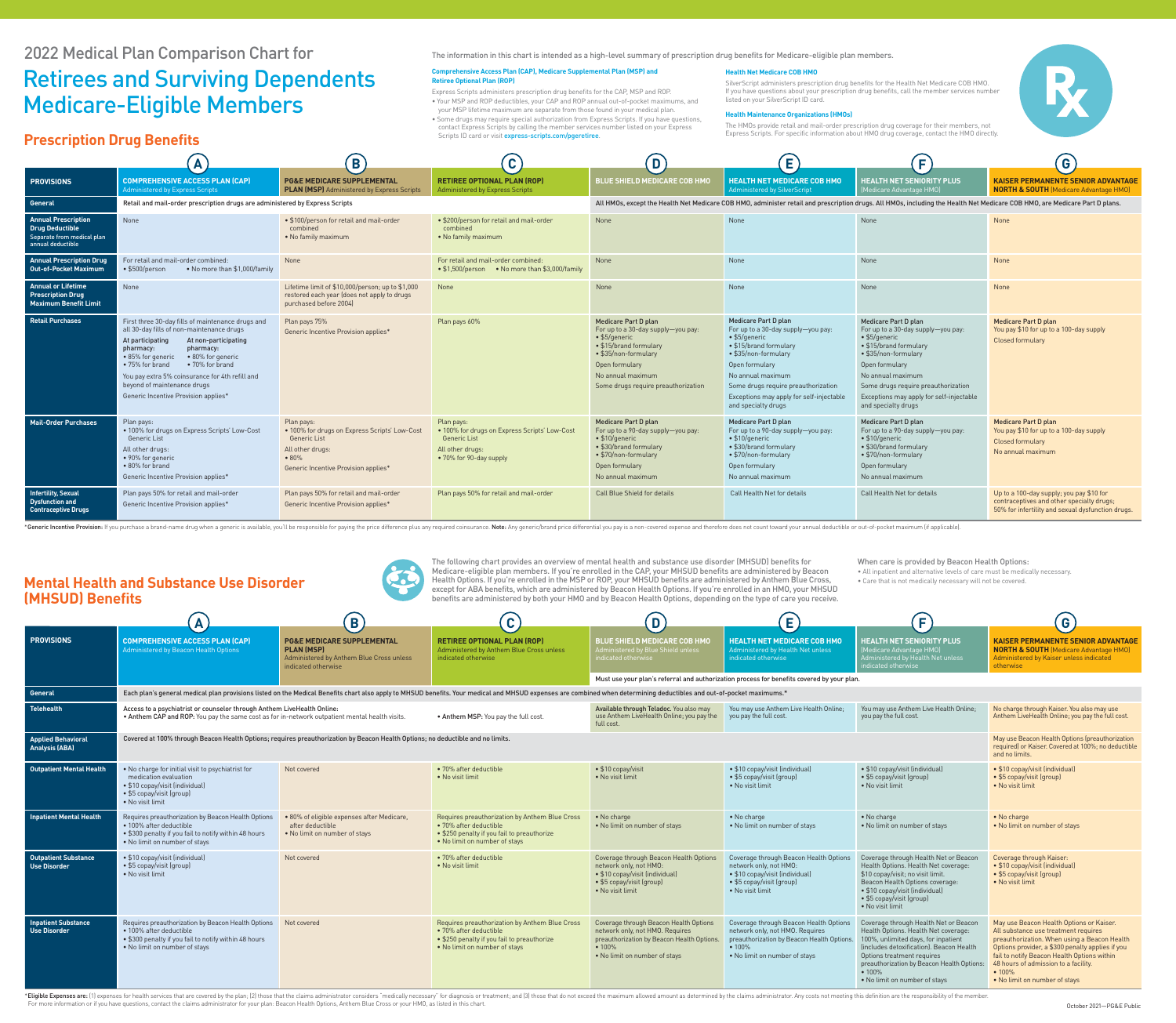# 2022 Medical Plan Comparison Chart for Retirees and Surviving Dependents Medicare-Eligible Members

## Prescription Drug Benefits

The information in this chart is intended as a high-level summary of prescription drug benefits for Medicare-eligible plan members.

**Comprehensive Access Plan (CAP), Medicare Supplemental Plan (MSP) and Retiree Optional Plan (ROP)**

Express Scripts administers prescription drug benefits for the CAP, MSP and ROP.

- Your MSP and ROP deductibles, your CAP and ROP annual out-of-pocket maximums, and your MSP lifetime maximum are separate from those found in your medical plan.
- Some drugs may require special authorization from Express Scripts. If you have questions, contact Express Scripts by calling the member services number listed on your Express Scripts ID card or visit express-scripts.com/pgeretiree.

**Health Net Medicare COB HMO**

SilverScript administers prescription drug benefits for the Health Net Medicare COB HMO. If you have questions about your prescription drug benefits, call the member services number listed on your SilverScript ID card.

**Health Maintenance Organizations (HMOs)**

The HMOs provide retail and mail-order prescription drug coverage for their members, not Express Scripts. For specific information about HMO drug coverage, contact the HMO directly.

| PROVISIONS | A: COMPREHENSIVE ACCESS PLAN (CAP) Administered by Express Scripts | B: PG&E MEDICARE SUPPLEMENTAL PLAN (MSP) Administered by Express Scripts | C: RETIREE OPTIONAL PLAN (ROP) Administered by Express Scripts | D: BLUE SHIELD MEDICARE COB HMO | E: HEALTH NET MEDICARE COB HMO Administered by SilverScript | F: HEALTH NET SENIORITY PLUS (Medicare Advantage HMO) | G: KAISER PERMANENTE SENIOR ADVANTAGE NORTH & SOUTH (Medicare Advantage HMO) |
|---|---|---|---|---|---|---|---|
| General | Retail and mail-order prescription drugs are administered by Express Scripts | | | All HMOs, except the Health Net Medicare COB HMO, administer retail and prescription drugs. All HMOs, including the Health Net Medicare COB HMO, are Medicare Part D plans. | | | |
| Annual Prescription Drug Deductible (Separate from medical plan annual deductible) | None | • $100/person for retail and mail-order combined<br>• No family maximum | • $200/person for retail and mail-order combined<br>• No family maximum | None | None | None | None |
| Annual Prescription Drug Out-of-Pocket Maximum | For retail and mail-order combined:<br>• $500/person • No more than $1,000/family | None | For retail and mail-order combined:<br>• $1,500/person • No more than $3,000/family | None | None | None | None |
| Annual or Lifetime Prescription Drug Maximum Benefit Limit | None | Lifetime limit of $10,000/person; up to $1,000 restored each year (does not apply to drugs purchased before 2004) | None | None | None | None | None |
| Retail Purchases | First three 30-day fills of maintenance drugs and all 30-day fills of non-maintenance drugs<br>At participating pharmacy: • 85% for generic • 75% for brand<br>At non-participating pharmacy: • 80% for generic • 70% for brand<br>You pay extra 5% coinsurance for 4th refill and beyond of maintenance drugs<br>Generic Incentive Provision applies* | Plan pays 75%<br>Generic Incentive Provision applies* | Plan pays 60% | Medicare Part D plan<br>For up to a 30-day supply—you pay:<br>• $5/generic<br>• $15/brand formulary<br>• $35/non-formulary<br>Open formulary<br>No annual maximum<br>Some drugs require preauthorization | Medicare Part D plan<br>For up to a 30-day supply—you pay:<br>• $5/generic<br>• $15/brand formulary<br>• $35/non-formulary<br>Open formulary<br>No annual maximum<br>Some drugs require preauthorization<br>Exceptions may apply for self-injectable and specialty drugs | Medicare Part D plan<br>For up to a 30-day supply—you pay:<br>• $5/generic<br>• $15/brand formulary<br>• $35/non-formulary<br>Open formulary<br>No annual maximum<br>Some drugs require preauthorization<br>Exceptions may apply for self-injectable and specialty drugs | Medicare Part D plan<br>You pay $10 for up to a 100-day supply<br>Closed formulary |
| Mail-Order Purchases | Plan pays:<br>• 100% for drugs on Express Scripts' Low-Cost Generic List<br>All other drugs:<br>• 90% for generic<br>• 80% for brand<br>Generic Incentive Provision applies* | Plan pays:<br>• 100% for drugs on Express Scripts' Low-Cost Generic List<br>All other drugs:<br>• 80%<br>Generic Incentive Provision applies* | Plan pays:<br>• 100% for drugs on Express Scripts' Low-Cost Generic List<br>All other drugs:<br>• 70% for 90-day supply | Medicare Part D plan<br>For up to a 90-day supply—you pay:<br>• $10/generic<br>• $30/brand formulary<br>• $70/non-formulary<br>Open formulary<br>No annual maximum | Medicare Part D plan<br>For up to a 90-day supply—you pay:<br>• $10/generic<br>• $30/brand formulary<br>• $70/non-formulary<br>Open formulary<br>No annual maximum | Medicare Part D plan<br>For up to a 90-day supply—you pay:<br>• $10/generic<br>• $30/brand formulary<br>• $70/non-formulary<br>Open formulary<br>No annual maximum | Medicare Part D plan<br>You pay $10 for up to a 100-day supply<br>Closed formulary<br>No annual maximum |
| Infertility, Sexual Dysfunction and Contraceptive Drugs | Plan pays 50% for retail and mail-order<br>Generic Incentive Provision applies* | Plan pays 50% for retail and mail-order<br>Generic Incentive Provision applies* | Plan pays 50% for retail and mail-order | Call Blue Shield for details | Call Health Net for details | Call Health Net for details | Up to a 100-day supply; you pay $10 for contraceptives and other specialty drugs; 50% for infertility and sexual dysfunction drugs. |

*Generic Incentive Provision: If you purchase a brand-name drug when a generic is available, you'll be responsible for paying the price difference plus any required coinsurance. **Note:** Any generic/brand price differential you pay is a non-covered expense and therefore does not count toward your annual deductible or out-of-pocket maximum (if applicable).

## Mental Health and Substance Use Disorder (MHSUD) Benefits

The following chart provides an overview of mental health and substance use disorder (MHSUD) benefits for Medicare-eligible plan members. If you're enrolled in the CAP, your MHSUD benefits are administered by Beacon Health Options. If you're enrolled in the MSP or ROP, your MHSUD benefits are administered by Anthem Blue Cross, except for ABA benefits, which are administered by Beacon Health Options. If you're enrolled in an HMO, your MHSUD benefits are administered by both your HMO and by Beacon Health Options, depending on the type of care you receive.

When care is provided by Beacon Health Options:

- All inpatient and alternative levels of care must be medically necessary.
- Care that is not medically necessary will not be covered.

| PROVISIONS | A: COMPREHENSIVE ACCESS PLAN (CAP) Administered by Beacon Health Options | B: PG&E MEDICARE SUPPLEMENTAL PLAN (MSP) Administered by Anthem Blue Cross unless indicated otherwise | C: RETIREE OPTIONAL PLAN (ROP) Administered by Anthem Blue Cross unless indicated otherwise | D: BLUE SHIELD MEDICARE COB HMO Administered by Blue Shield unless indicated otherwise | E: HEALTH NET MEDICARE COB HMO Administered by Health Net unless indicated otherwise | F: HEALTH NET SENIORITY PLUS (Medicare Advantage HMO) Administered by Health Net unless indicated otherwise | G: KAISER PERMANENTE SENIOR ADVANTAGE NORTH & SOUTH (Medicare Advantage HMO) Administered by Kaiser unless indicated otherwise |
|---|---|---|---|---|---|---|---|
| | | | | Must use your plan's referral and authorization process for benefits covered by your plan. | | | |
| General | Each plan's general medical plan provisions listed on the Medical Benefits chart also apply to MHSUD benefits. Your medical and MHSUD expenses are combined when determining deductibles and out-of-pocket maximums.* | | | | | | |
| Telehealth | Access to a psychiatrist or counselor through Anthem LiveHealth Online:<br>• Anthem CAP and ROP: You pay the same cost as for in-network outpatient mental health visits. | | • Anthem MSP: You pay the full cost. | Available through Teladoc. You also may use Anthem LiveHealth Online; you pay the full cost. | You may use Anthem Live Health Online; you pay the full cost. | You may use Anthem Live Health Online; you pay the full cost. | No charge through Kaiser. You also may use Anthem LiveHealth Online; you pay the full cost. |
| Applied Behavioral Analysis (ABA) | Covered at 100% through Beacon Health Options; requires preauthorization by Beacon Health Options; no deductible and no limits. | | | | | | May use Beacon Health Options (preauthorization required) or Kaiser. Covered at 100%; no deductible and no limits. |
| Outpatient Mental Health | • No charge for initial visit to psychiatrist for medication evaluation<br>• $10 copay/visit (individual)<br>• $5 copay/visit (group)<br>• No visit limit | Not covered | • 70% after deductible<br>• No visit limit | • $10 copay/visit<br>• No visit limit | • $10 copay/visit (individual)<br>• $5 copay/visit (group)<br>• No visit limit | • $10 copay/visit (individual)<br>• $5 copay/visit (group)<br>• No visit limit | • $10 copay/visit (individual)<br>• $5 copay/visit (group)<br>• No visit limit |
| Inpatient Mental Health | Requires preauthorization by Beacon Health Options<br>• 100% after deductible<br>• $300 penalty if you fail to notify within 48 hours<br>• No limit on number of stays | • 80% of eligible expenses after Medicare, after deductible<br>• No limit on number of stays | Requires preauthorization by Anthem Blue Cross<br>• 70% after deductible<br>• $250 penalty if you fail to preauthorize<br>• No limit on number of stays | • No charge<br>• No limit on number of stays | • No charge<br>• No limit on number of stays | • No charge<br>• No limit on number of stays | • No charge<br>• No limit on number of stays |
| Outpatient Substance Use Disorder | • $10 copay/visit (individual)<br>• $5 copay/visit (group)<br>• No visit limit | Not covered | • 70% after deductible<br>• No visit limit | Coverage through Beacon Health Options network only, not HMO:<br>• $10 copay/visit (individual)<br>• $5 copay/visit (group)<br>• No visit limit | Coverage through Beacon Health Options network only, not HMO:<br>• $10 copay/visit (individual)<br>• $5 copay/visit (group)<br>• No visit limit | Coverage through Health Net or Beacon Health Options. Health Net coverage: $10 copay/visit; no visit limit. Beacon Health Options coverage:<br>• $10 copay/visit (individual)<br>• $5 copay/visit (group)<br>• No visit limit | Coverage through Kaiser:<br>• $10 copay/visit (individual)<br>• $5 copay/visit (group)<br>• No visit limit |
| Inpatient Substance Use Disorder | Requires preauthorization by Beacon Health Options<br>• 100% after deductible<br>• $300 penalty if you fail to notify within 48 hours<br>• No limit on number of stays | Not covered | Requires preauthorization by Anthem Blue Cross<br>• 70% after deductible<br>• $250 penalty if you fail to preauthorize<br>• No limit on number of stays | Coverage through Beacon Health Options network only, not HMO. Requires preauthorization by Beacon Health Options.<br>• 100%<br>• No limit on number of stays | Coverage through Beacon Health Options network only, not HMO. Requires preauthorization by Beacon Health Options.<br>• 100%<br>• No limit on number of stays | Coverage through Health Net or Beacon Health Options. Health Net coverage: 100%, unlimited days, for inpatient (includes detoxification). Beacon Health Options treatment requires preauthorization by Beacon Health Options:<br>• 100%<br>• No limit on number of stays | May use Beacon Health Options or Kaiser. All substance use treatment requires preauthorization. When using a Beacon Health Options provider, a $300 penalty applies if you fail to notify Beacon Health Options within 48 hours of admission to a facility.<br>• 100%<br>• No limit on number of stays |

*Eligible Expenses are: (1) expenses for health services that are covered by the plan; (2) those that the claims administrator considers "medically necessary" for diagnosis or treatment; and (3) those that do not exceed the maximum allowed amount as determined by the claims administrator. Any costs not meeting this definition are the responsibility of the member.
For more information or if you have questions, contact the claims administrator for your plan: Beacon Health Options, Anthem Blue Cross or your HMO, as listed in this chart.

October 2021—PG&E Public